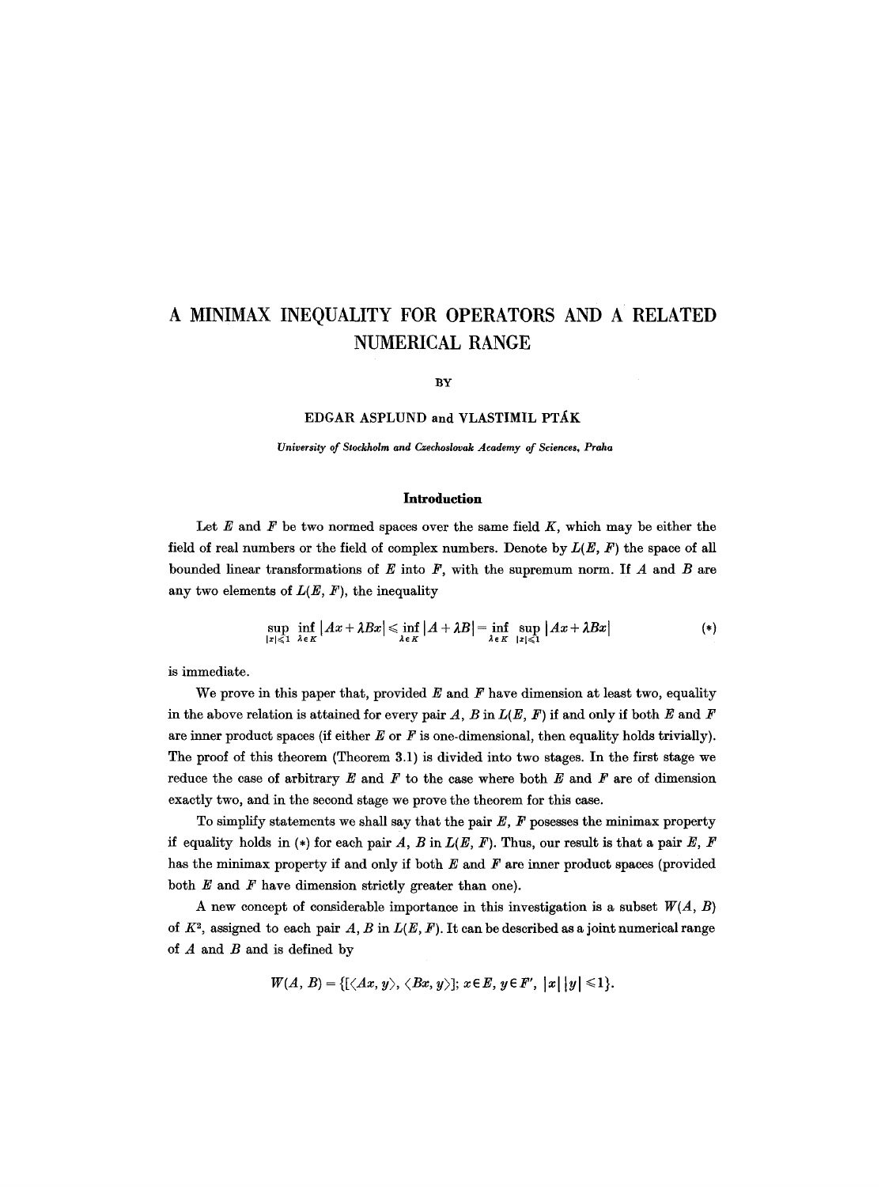# A MINIMAX INEQUALITY FOR OPERATORS AND A RELATED NUMERICAL RANGE

BY

EDGAR ASPLUND and VLASTIMIL PTÁK

*University of Stockholm and Czechoslovak Academy of Sciences, Praha*

## Introduction

Let $E$ and $F$ be two normed spaces over the same field $K$, which may be either the field of real numbers or the field of complex numbers. Denote by $L(E, F)$ the space of all bounded linear transformations of $E$ into $F$, with the supremum norm. If $A$ and $B$ are any two elements of $L(E, F)$, the inequality

$$\sup_{|x|\leqslant 1}\ \inf_{\lambda\in K}|Ax+\lambda Bx| \leqslant \inf_{\lambda\in K}|A+\lambda B| = \inf_{\lambda\in K}\ \sup_{|x|\leqslant 1}|Ax+\lambda Bx| \tag{*}$$

is immediate.

We prove in this paper that, provided $E$ and $F$ have dimension at least two, equality in the above relation is attained for every pair $A$, $B$ in $L(E, F)$ if and only if both $E$ and $F$ are inner product spaces (if either $E$ or $F$ is one-dimensional, then equality holds trivially). The proof of this theorem (Theorem 3.1) is divided into two stages. In the first stage we reduce the case of arbitrary $E$ and $F$ to the case where both $E$ and $F$ are of dimension exactly two, and in the second stage we prove the theorem for this case.

To simplify statements we shall say that the pair $E$, $F$ posesses the minimax property if equality holds in (*) for each pair $A$, $B$ in $L(E, F)$. Thus, our result is that a pair $E$, $F$ has the minimax property if and only if both $E$ and $F$ are inner product spaces (provided both $E$ and $F$ have dimension strictly greater than one).

A new concept of considerable importance in this investigation is a subset $W(A, B)$ of $K^2$, assigned to each pair $A, B$ in $L(E, F)$. It can be described as a joint numerical range of $A$ and $B$ and is defined by

$$W(A, B) = \{[\langle Ax, y\rangle, \langle Bx, y\rangle];\ x\in E,\ y\in F',\ |x|\,|y|\leqslant 1\}.$$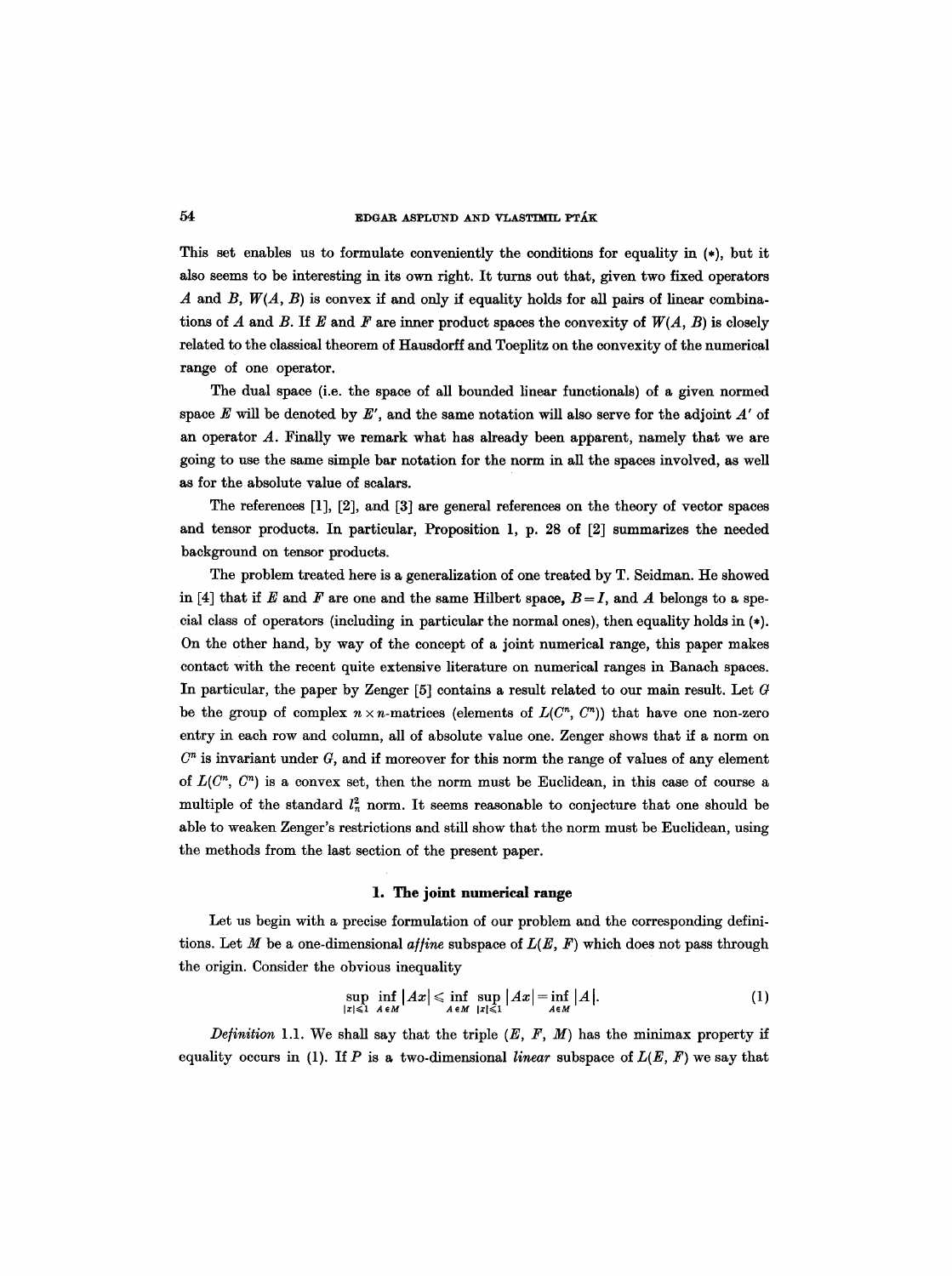This set enables us to formulate conveniently the conditions for equality in (*), but it also seems to be interesting in its own right. It turns out that, given two fixed operators $A$ and $B$, $W(A, B)$ is convex if and only if equality holds for all pairs of linear combinations of $A$ and $B$. If $E$ and $F$ are inner product spaces the convexity of $W(A, B)$ is closely related to the classical theorem of Hausdorff and Toeplitz on the convexity of the numerical range of one operator.

The dual space (i.e. the space of all bounded linear functionals) of a given normed space $E$ will be denoted by $E'$, and the same notation will also serve for the adjoint $A'$ of an operator $A$. Finally we remark what has already been apparent, namely that we are going to use the same simple bar notation for the norm in all the spaces involved, as well as for the absolute value of scalars.

The references [1], [2], and [3] are general references on the theory of vector spaces and tensor products. In particular, Proposition 1, p. 28 of [2] summarizes the needed background on tensor products.

The problem treated here is a generalization of one treated by T. Seidman. He showed in [4] that if $E$ and $F$ are one and the same Hilbert space, $B = I$, and $A$ belongs to a special class of operators (including in particular the normal ones), then equality holds in (*). On the other hand, by way of the concept of a joint numerical range, this paper makes contact with the recent quite extensive literature on numerical ranges in Banach spaces. In particular, the paper by Zenger [5] contains a result related to our main result. Let $G$ be the group of complex $n \times n$-matrices (elements of $L(C^n, C^n)$) that have one non-zero entry in each row and column, all of absolute value one. Zenger shows that if a norm on $C^n$ is invariant under $G$, and if moreover for this norm the range of values of any element of $L(C^n, C^n)$ is a convex set, then the norm must be Euclidean, in this case of course a multiple of the standard $l_n^2$ norm. It seems reasonable to conjecture that one should be able to weaken Zenger's restrictions and still show that the norm must be Euclidean, using the methods from the last section of the present paper.

## 1. The joint numerical range

Let us begin with a precise formulation of our problem and the corresponding definitions. Let $M$ be a one-dimensional *affine* subspace of $L(E, F)$ which does not pass through the origin. Consider the obvious inequality

$$\sup_{|x| \leq 1} \inf_{A \in M} |Ax| \leq \inf_{A \in M} \sup_{|x| \leq 1} |Ax| = \inf_{A \in M} |A|. \tag{1}$$

*Definition* 1.1. We shall say that the triple $(E, F, M)$ has the minimax property if equality occurs in (1). If $P$ is a two-dimensional *linear* subspace of $L(E, F)$ we say that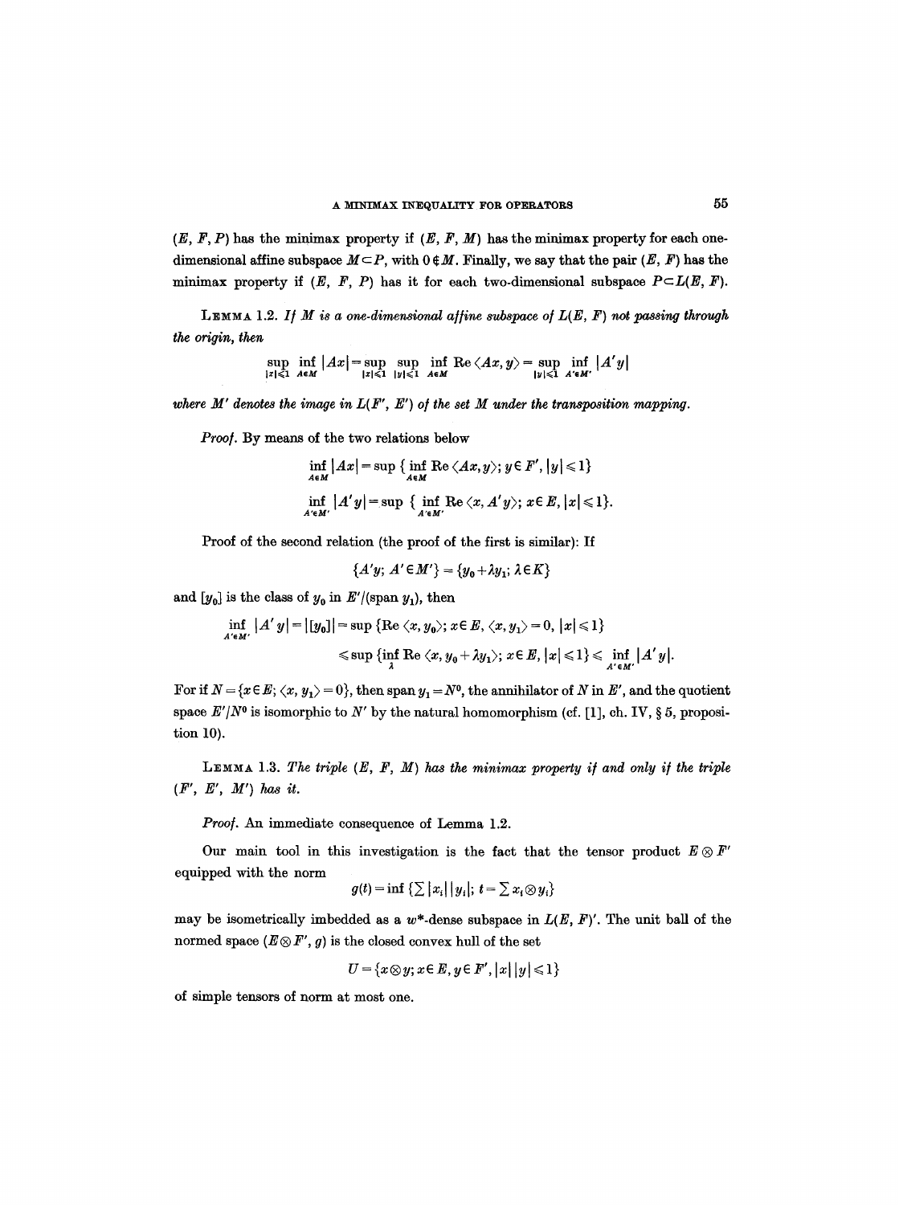$(E, F, P)$ has the minimax property if $(E, F, M)$ has the minimax property for each one-dimensional affine subspace $M \subset P$, with $0 \notin M$. Finally, we say that the pair $(E, F)$ has the minimax property if $(E, F, P)$ has it for each two-dimensional subspace $P \subset L(E, F)$.

**Lemma** 1.2. *If $M$ is a one-dimensional affine subspace of $L(E, F)$ not passing through the origin, then*

$$\sup_{|x|\leqslant 1} \inf_{A \in M} |Ax| = \sup_{|x|\leqslant 1} \sup_{|y|\leqslant 1} \inf_{A\in M} \operatorname{Re} \langle Ax, y\rangle = \sup_{|y|\leqslant 1} \inf_{A' \in M'} |A'y|$$

*where $M'$ denotes the image in $L(F', E')$ of the set $M$ under the transposition mapping.*

*Proof.* By means of the two relations below

$$\inf_{A \in M} |Ax| = \sup \{ \inf_{A\in M} \operatorname{Re} \langle Ax, y\rangle; y \in F', |y| \leqslant 1\}$$

$$\inf_{A' \in M'} |A'y| = \sup \{ \inf_{A'\in M'} \operatorname{Re} \langle x, A'y\rangle; x \in E, |x| \leqslant 1\}.$$

Proof of the second relation (the proof of the first is similar): If

$$\{A'y;\ A' \in M'\} = \{y_0 + \lambda y_1;\ \lambda \in K\}$$

and $[y_0]$ is the class of $y_0$ in $E'/(\operatorname{span} y_1)$, then

$$\begin{aligned} \inf_{A' \in M'} |A'y| = |[y_0]| &= \sup \{\operatorname{Re} \langle x, y_0\rangle; x \in E, \langle x, y_1\rangle = 0, |x| \leqslant 1\} \\ &\leqslant \sup \{\inf_{\lambda} \operatorname{Re} \langle x, y_0 + \lambda y_1\rangle; x \in E, |x| \leqslant 1\} \leqslant \inf_{A' \in M'} |A'y|. \end{aligned}$$

For if $N = \{x \in E; \langle x, y_1\rangle = 0\}$, then $\operatorname{span} y_1 = N^0$, the annihilator of $N$ in $E'$, and the quotient space $E'/N^0$ is isomorphic to $N'$ by the natural homomorphism (cf. [1], ch. IV, § 5, proposition 10).

**Lemma** 1.3. *The triple $(E, F, M)$ has the minimax property if and only if the triple $(F', E', M')$ has it.*

*Proof.* An immediate consequence of Lemma 1.2.

Our main tool in this investigation is the fact that the tensor product $E \otimes F'$ equipped with the norm

$$g(t) = \inf \{\sum |x_i| |y_i|;\ t = \sum x_i \otimes y_i\}$$

may be isometrically imbedded as a $w^*$-dense subspace in $L(E, F)'$. The unit ball of the normed space $(E \otimes F', g)$ is the closed convex hull of the set

$$U = \{x \otimes y;\ x \in E, y \in F', |x| |y| \leqslant 1\}$$

of simple tensors of norm at most one.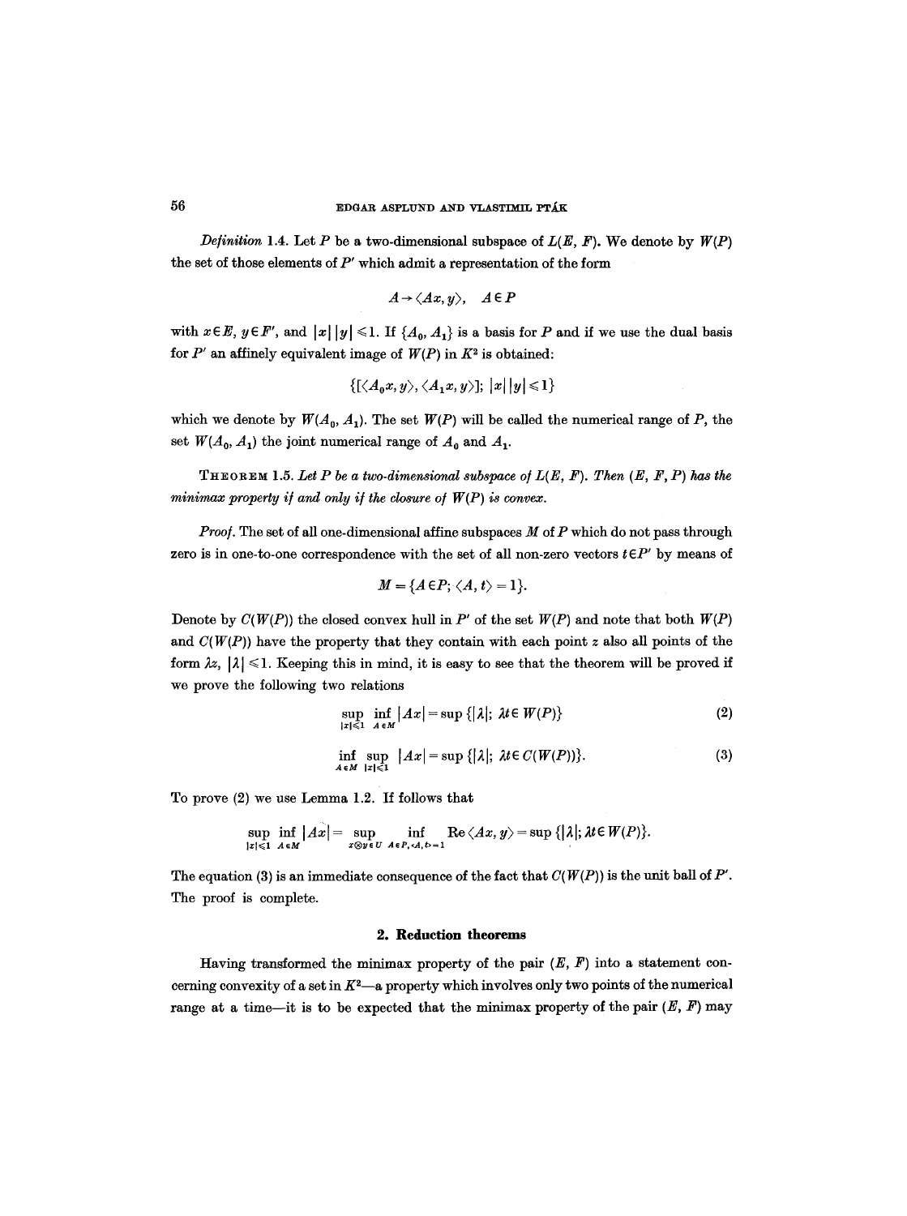*Definition* 1.4. Let $P$ be a two-dimensional subspace of $L(E, F)$. We denote by $W(P)$ the set of those elements of $P'$ which admit a representation of the form

$$A \to \langle Ax, y \rangle, \quad A \in P$$

with $x \in E$, $y \in F'$, and $|x|\,|y| \leqslant 1$. If $\{A_0, A_1\}$ is a basis for $P$ and if we use the dual basis for $P'$ an affinely equivalent image of $W(P)$ in $K^2$ is obtained:

$$\{[\langle A_0 x, y\rangle, \langle A_1 x, y\rangle];\ |x|\,|y| \leqslant 1\}$$

which we denote by $W(A_0, A_1)$. The set $W(P)$ will be called the numerical range of $P$, the set $W(A_0, A_1)$ the joint numerical range of $A_0$ and $A_1$.

THEOREM 1.5. *Let $P$ be a two-dimensional subspace of $L(E, F)$. Then $(E, F, P)$ has the minimax property if and only if the closure of $W(P)$ is convex.*

*Proof.* The set of all one-dimensional affine subspaces $M$ of $P$ which do not pass through zero is in one-to-one correspondence with the set of all non-zero vectors $t \in P'$ by means of

$$M = \{A \in P;\ \langle A, t\rangle = 1\}.$$

Denote by $C(W(P))$ the closed convex hull in $P'$ of the set $W(P)$ and note that both $W(P)$ and $C(W(P))$ have the property that they contain with each point $z$ also all points of the form $\lambda z$, $|\lambda| \leqslant 1$. Keeping this in mind, it is easy to see that the theorem will be proved if we prove the following two relations

$$\sup_{|x|\leqslant 1} \inf_{A \in M} |Ax| = \sup\{|\lambda|;\ \lambda t \in W(P)\} \tag{2}$$

$$\inf_{A \in M} \sup_{|x|\leqslant 1} |Ax| = \sup\{|\lambda|;\ \lambda t \in C(W(P))\}. \tag{3}$$

To prove (2) we use Lemma 1.2. If follows that

$$\sup_{|x|\leqslant 1} \inf_{A \in M} |Ax| = \sup_{x \otimes y \in U} \inf_{A \in P, \langle A, t\rangle = 1} \operatorname{Re}\langle Ax, y\rangle = \sup\{|\lambda|;\ \lambda t \in W(P)\}.$$

The equation (3) is an immediate consequence of the fact that $C(W(P))$ is the unit ball of $P'$. The proof is complete.

## 2. Reduction theorems

Having transformed the minimax property of the pair $(E, F)$ into a statement concerning convexity of a set in $K^2$—a property which involves only two points of the numerical range at a time—it is to be expected that the minimax property of the pair $(E, F)$ may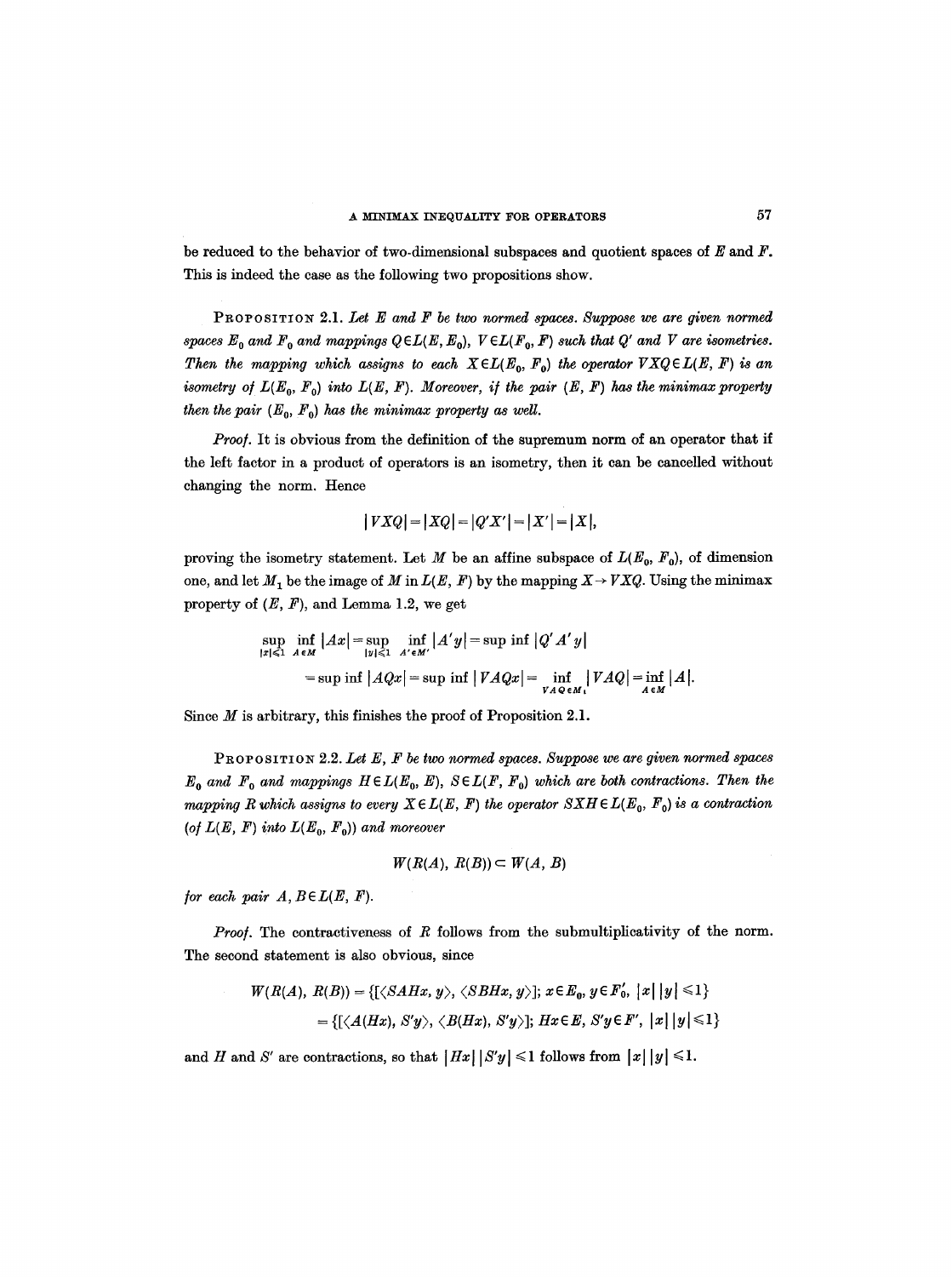be reduced to the behavior of two-dimensional subspaces and quotient spaces of $E$ and $F$. This is indeed the case as the following two propositions show.

**Proposition 2.1.** *Let $E$ and $F$ be two normed spaces. Suppose we are given normed spaces $E_0$ and $F_0$ and mappings $Q \in L(E, E_0)$, $V \in L(F_0, F)$ such that $Q'$ and $V$ are isometries. Then the mapping which assigns to each $X \in L(E_0, F_0)$ the operator $VXQ \in L(E, F)$ is an isometry of $L(E_0, F_0)$ into $L(E, F)$. Moreover, if the pair $(E, F)$ has the minimax property then the pair $(E_0, F_0)$ has the minimax property as well.*

*Proof.* It is obvious from the definition of the supremum norm of an operator that if the left factor in a product of operators is an isometry, then it can be cancelled without changing the norm. Hence

$$|VXQ| = |XQ| = |Q'X'| = |X'| = |X|,$$

proving the isometry statement. Let $M$ be an affine subspace of $L(E_0, F_0)$, of dimension one, and let $M_1$ be the image of $M$ in $L(E, F)$ by the mapping $X \to VXQ$. Using the minimax property of $(E, F)$, and Lemma 1.2, we get

$$\begin{aligned}\sup_{|x|\leqslant 1} \inf_{A \in M} |Ax| &= \sup_{|y|\leqslant 1} \inf_{A' \in M'} |A'y| = \sup \inf |Q'A'y| \\ &= \sup \inf |AQx| = \sup \inf |VAQx| = \inf_{VAQ \in M_1} |VAQ| = \inf_{A \in M} |A|.\end{aligned}$$

Since $M$ is arbitrary, this finishes the proof of Proposition 2.1.

**Proposition 2.2.** *Let $E$, $F$ be two normed spaces. Suppose we are given normed spaces $E_0$ and $F_0$ and mappings $H \in L(E_0, E)$, $S \in L(F, F_0)$ which are both contractions. Then the mapping $R$ which assigns to every $X \in L(E, F)$ the operator $SXH \in L(E_0, F_0)$ is a contraction (of $L(E, F)$ into $L(E_0, F_0)$) and moreover*

$$W(R(A), R(B)) \subset W(A, B)$$

*for each pair $A, B \in L(E, F)$.*

*Proof.* The contractiveness of $R$ follows from the submultiplicativity of the norm. The second statement is also obvious, since

$$\begin{aligned}W(R(A), R(B)) &= \{[\langle SAHx, y\rangle, \langle SBHx, y\rangle];\ x \in E_0,\ y \in F_0',\ |x|\,|y| \leqslant 1\} \\ &= \{[\langle A(Hx), S'y\rangle, \langle B(Hx), S'y\rangle];\ Hx \in E,\ S'y \in F',\ |x|\,|y| \leqslant 1\}\end{aligned}$$

and $H$ and $S'$ are contractions, so that $|Hx|\,|S'y| \leqslant 1$ follows from $|x|\,|y| \leqslant 1$.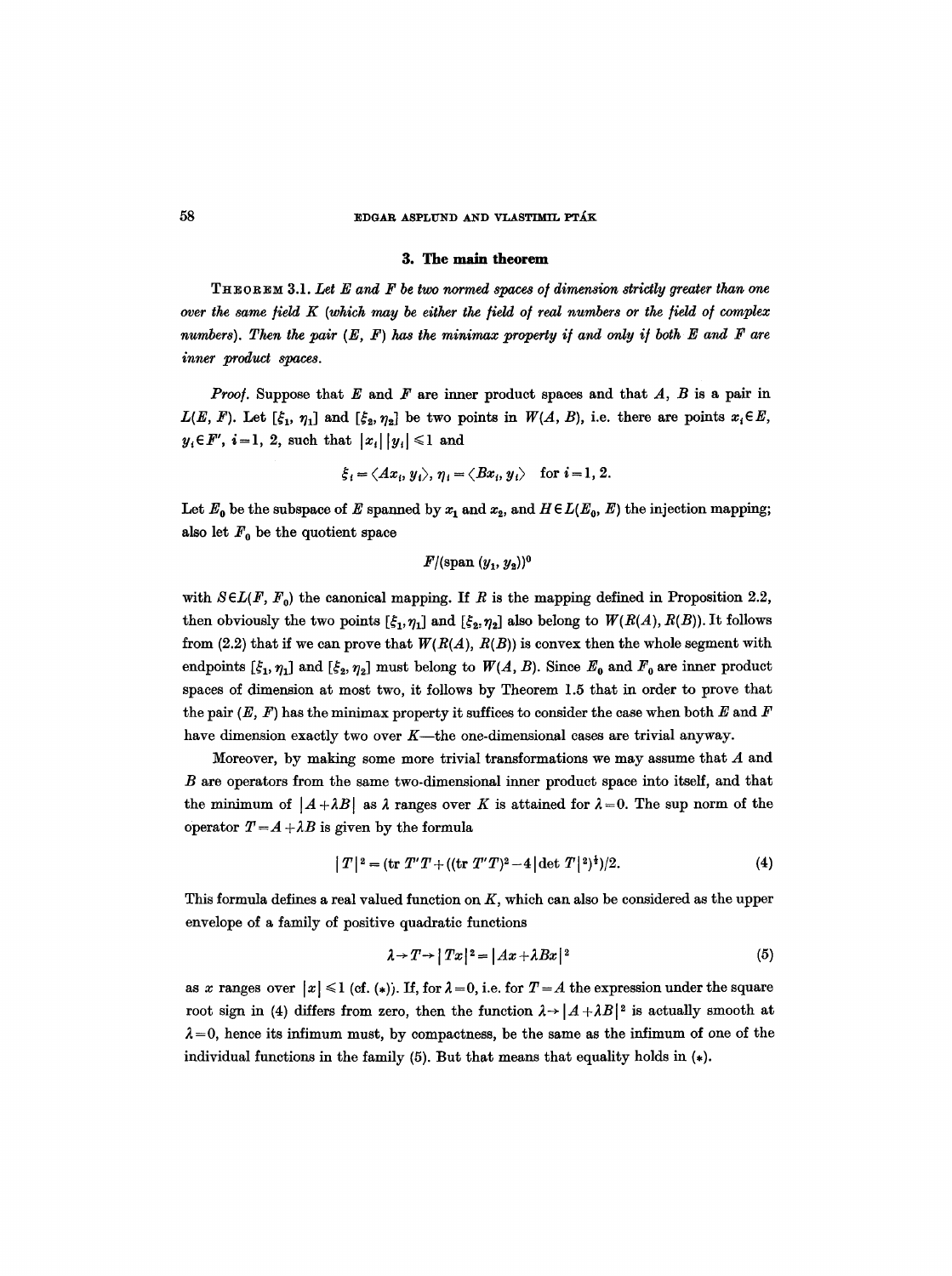## 3. The main theorem

**Theorem 3.1.** *Let $E$ and $F$ be two normed spaces of dimension strictly greater than one over the same field $K$ (which may be either the field of real numbers or the field of complex numbers). Then the pair $(E, F)$ has the minimax property if and only if both $E$ and $F$ are inner product spaces.*

*Proof.* Suppose that $E$ and $F$ are inner product spaces and that $A$, $B$ is a pair in $L(E, F)$. Let $[\xi_1, \eta_1]$ and $[\xi_2, \eta_2]$ be two points in $W(A, B)$, i.e. there are points $x_i \in E$, $y_i \in F'$, $i = 1, 2$, such that $|x_i|\,|y_i| \leq 1$ and

$$\xi_i = \langle Ax_i, y_i \rangle, \; \eta_i = \langle Bx_i, y_i \rangle \quad \text{for } i = 1, 2.$$

Let $E_0$ be the subspace of $E$ spanned by $x_1$ and $x_2$, and $H \in L(E_0, E)$ the injection mapping; also let $F_0$ be the quotient space

$$F/(\text{span}\,(y_1, y_2))^0$$

with $S \in L(F, F_0)$ the canonical mapping. If $R$ is the mapping defined in Proposition 2.2, then obviously the two points $[\xi_1, \eta_1]$ and $[\xi_2, \eta_2]$ also belong to $W(R(A), R(B))$. It follows from (2.2) that if we can prove that $W(R(A), R(B))$ is convex then the whole segment with endpoints $[\xi_1, \eta_1]$ and $[\xi_2, \eta_2]$ must belong to $W(A, B)$. Since $E_0$ and $F_0$ are inner product spaces of dimension at most two, it follows by Theorem 1.5 that in order to prove that the pair $(E, F)$ has the minimax property it suffices to consider the case when both $E$ and $F$ have dimension exactly two over $K$—the one-dimensional cases are trivial anyway.

Moreover, by making some more trivial transformations we may assume that $A$ and $B$ are operators from the same two-dimensional inner product space into itself, and that the minimum of $|A + \lambda B|$ as $\lambda$ ranges over $K$ is attained for $\lambda = 0$. The sup norm of the operator $T = A + \lambda B$ is given by the formula

$$|T|^2 = (\text{tr}\, T'T + ((\text{tr}\, T'T)^2 - 4\,|\det T|^2)^{\frac{1}{2}})/2. \tag{4}$$

This formula defines a real valued function on $K$, which can also be considered as the upper envelope of a family of positive quadratic functions

$$\lambda \to T \to |Tx|^2 = |Ax + \lambda Bx|^2 \tag{5}$$

as $x$ ranges over $|x| \leq 1$ (cf. (\*)). If, for $\lambda = 0$, i.e. for $T = A$ the expression under the square root sign in (4) differs from zero, then the function $\lambda \to |A + \lambda B|^2$ is actually smooth at $\lambda = 0$, hence its infimum must, by compactness, be the same as the infimum of one of the individual functions in the family (5). But that means that equality holds in (\*).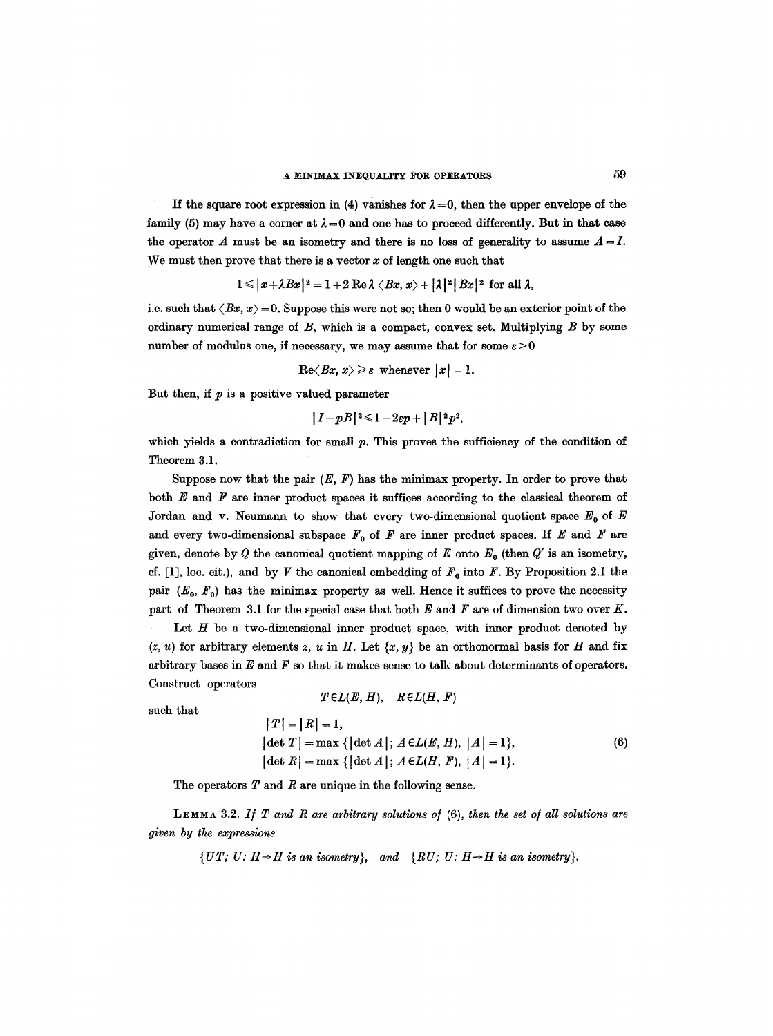If the square root expression in (4) vanishes for $\lambda=0$, then the upper envelope of the family (5) may have a corner at $\lambda=0$ and one has to proceed differently. But in that case the operator $A$ must be an isometry and there is no loss of generality to assume $A=I$. We must then prove that there is a vector $x$ of length one such that

$$1 \leqslant |x+\lambda Bx|^2 = 1+2\,\mathrm{Re}\,\lambda\,\langle Bx, x\rangle + |\lambda|^2 |Bx|^2 \text{ for all } \lambda,$$

i.e. such that $\langle Bx, x\rangle = 0$. Suppose this were not so; then 0 would be an exterior point of the ordinary numerical range of $B$, which is a compact, convex set. Multiplying $B$ by some number of modulus one, if necessary, we may assume that for some $\varepsilon > 0$

$$\mathrm{Re}\langle Bx, x\rangle \geqslant \varepsilon \text{ whenever } |x| = 1.$$

But then, if $p$ is a positive valued parameter

$$|I - pB|^2 \leqslant 1 - 2\varepsilon p + |B|^2 p^2,$$

which yields a contradiction for small $p$. This proves the sufficiency of the condition of Theorem 3.1.

Suppose now that the pair $(E, F)$ has the minimax property. In order to prove that both $E$ and $F$ are inner product spaces it suffices according to the classical theorem of Jordan and v. Neumann to show that every two-dimensional quotient space $E_0$ of $E$ and every two-dimensional subspace $F_0$ of $F$ are inner product spaces. If $E$ and $F$ are given, denote by $Q$ the canonical quotient mapping of $E$ onto $E_0$ (then $Q'$ is an isometry, cf. [1], loc. cit.), and by $V$ the canonical embedding of $F_0$ into $F$. By Proposition 2.1 the pair $(E_0, F_0)$ has the minimax property as well. Hence it suffices to prove the necessity part of Theorem 3.1 for the special case that both $E$ and $F$ are of dimension two over $K$.

Let $H$ be a two-dimensional inner product space, with inner product denoted by $(z, u)$ for arbitrary elements $z$, $u$ in $H$. Let $\{x, y\}$ be an orthonormal basis for $H$ and fix arbitrary bases in $E$ and $F$ so that it makes sense to talk about determinants of operators. Construct operators

$$T \in L(E, H), \quad R \in L(H, F)$$

such that

$$\begin{aligned} &|T| = |R| = 1, \\ &|\det T| = \max\{|\det A|;\, A \in L(E, H),\, |A| = 1\}, \\ &|\det R| = \max\{|\det A|;\, A \in L(H, F),\, |A| = 1\}. \end{aligned} \tag{6}$$

The operators $T$ and $R$ are unique in the following sense.

**Lemma 3.2.** *If $T$ and $R$ are arbitrary solutions of* (6), *then the set of all solutions are given by the expressions*

$$\{UT;\ U\colon H \to H \text{ is an isometry}\}, \quad \text{and} \quad \{RU;\ U\colon H \to H \text{ is an isometry}\}.$$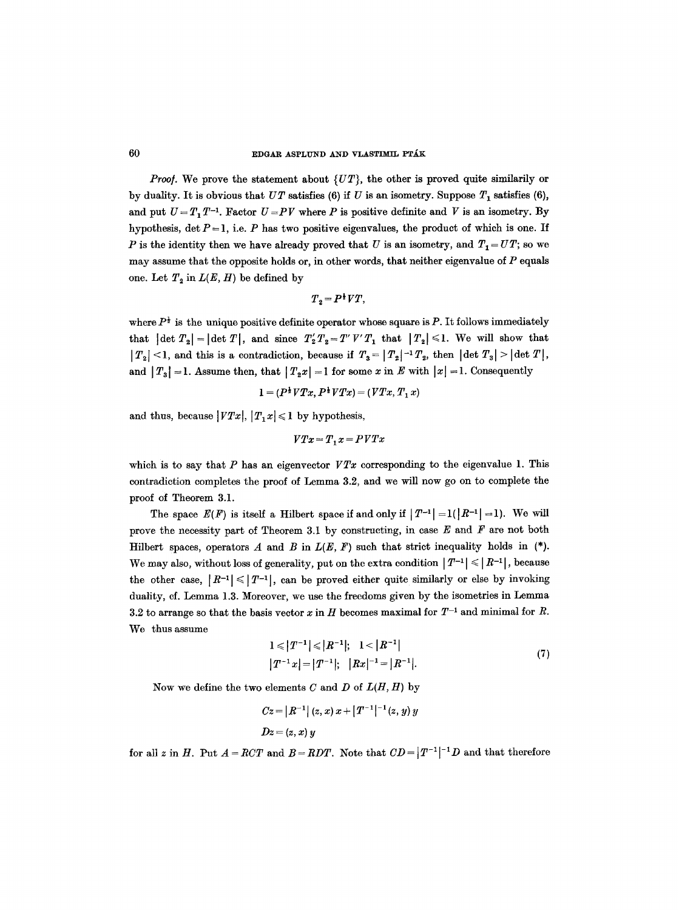*Proof.* We prove the statement about $\{UT\}$, the other is proved quite similarily or by duality. It is obvious that $UT$ satisfies (6) if $U$ is an isometry. Suppose $T_1$ satisfies (6), and put $U = T_1 T^{-1}$. Factor $U = PV$ where $P$ is positive definite and $V$ is an isometry. By hypothesis, $\det P = 1$, i.e. $P$ has two positive eigenvalues, the product of which is one. If $P$ is the identity then we have already proved that $U$ is an isometry, and $T_1 = UT$; so we may assume that the opposite holds or, in other words, that neither eigenvalue of $P$ equals one. Let $T_2$ in $L(E, H)$ be defined by

$$T_2 = P^{\frac{1}{2}} V T,$$

where $P^{\frac{1}{2}}$ is the unique positive definite operator whose square is $P$. It follows immediately that $|\det T_2| = |\det T|$, and since $T_2' T_2 = T' V' T_1$ that $|T_2| \leqslant 1$. We will show that $|T_2| < 1$, and this is a contradiction, because if $T_3 = |T_2|^{-1} T_2$, then $|\det T_3| > |\det T|$, and $|T_3| = 1$. Assume then, that $|T_2 x| = 1$ for some $x$ in $E$ with $|x| = 1$. Consequently

$$1 = (P^{\frac{1}{2}} VTx, P^{\frac{1}{2}} VTx) = (VTx, T_1 x)$$

and thus, because $|VTx|, |T_1 x| \leqslant 1$ by hypothesis,

$$VTx = T_1 x = PVTx$$

which is to say that $P$ has an eigenvector $VTx$ corresponding to the eigenvalue 1. This contradiction completes the proof of Lemma 3.2, and we will now go on to complete the proof of Theorem 3.1.

The space $E(F)$ is itself a Hilbert space if and only if $|T^{-1}| = 1(|R^{-1}| = 1)$. We will prove the necessity part of Theorem 3.1 by constructing, in case $E$ and $F$ are not both Hilbert spaces, operators $A$ and $B$ in $L(E, F)$ such that strict inequality holds in (\*). We may also, without loss of generality, put on the extra condition $|T^{-1}| \leqslant |R^{-1}|$, because the other case, $|R^{-1}| \leqslant |T^{-1}|$, can be proved either quite similarly or else by invoking duality, cf. Lemma 1.3. Moreover, we use the freedoms given by the isometries in Lemma 3.2 to arrange so that the basis vector $x$ in $H$ becomes maximal for $T^{-1}$ and minimal for $R$. We thus assume

$$\begin{aligned} &1 \leqslant |T^{-1}| \leqslant |R^{-1}|; \quad 1 < |R^{-1}| \\ &|T^{-1} x| = |T^{-1}|; \quad |Rx|^{-1} = |R^{-1}|. \end{aligned} \tag{7}$$

Now we define the two elements $C$ and $D$ of $L(H, H)$ by

$$Cz = |R^{-1}| (z, x) x + |T^{-1}|^{-1} (z, y) y$$

$$Dz = (z, x) y$$

for all $z$ in $H$. Put $A = RCT$ and $B = RDT$. Note that $CD = |T^{-1}|^{-1} D$ and that therefore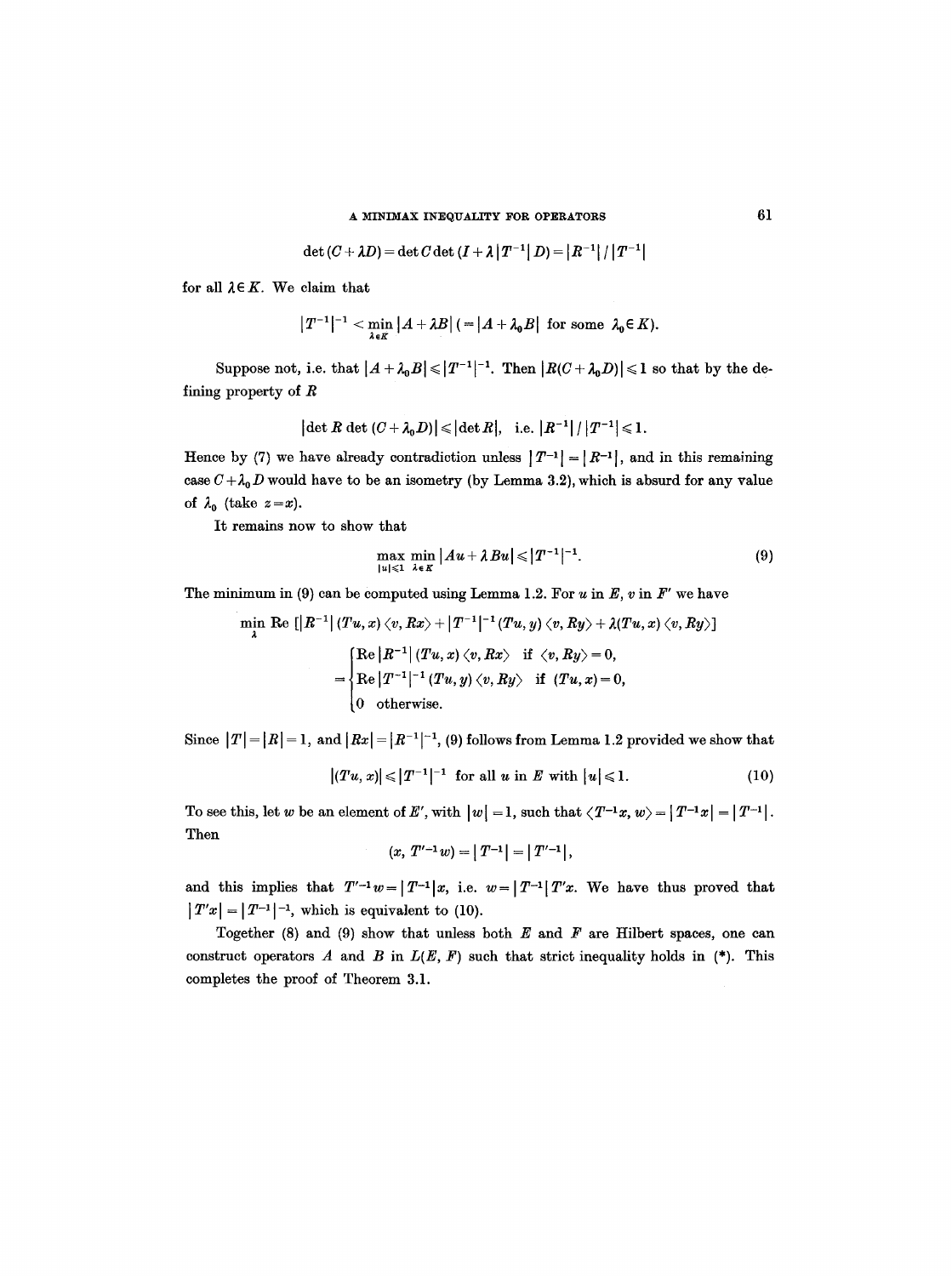$$\det(C+\lambda D) = \det C \det(I + \lambda |T^{-1}| D) = |R^{-1}| / |T^{-1}|$$

for all $\lambda \in K$. We claim that

$$|T^{-1}|^{-1} < \min_{\lambda \in K} |A + \lambda B| \; (= |A + \lambda_0 B| \text{ for some } \lambda_0 \in K).$$

Suppose not, i.e. that $|A + \lambda_0 B| \leqslant |T^{-1}|^{-1}$. Then $|R(C + \lambda_0 D)| \leqslant 1$ so that by the defining property of $R$

$$|\det R \det (C + \lambda_0 D)| \leqslant |\det R|, \quad \text{i.e. } |R^{-1}| / |T^{-1}| \leqslant 1.$$

Hence by (7) we have already contradiction unless $|T^{-1}| = |R^{-1}|$, and in this remaining case $C + \lambda_0 D$ would have to be an isometry (by Lemma 3.2), which is absurd for any value of $\lambda_0$ (take $z = x$).

It remains now to show that

$$\max_{|u| \leqslant 1} \min_{\lambda \in K} |Au + \lambda Bu| \leqslant |T^{-1}|^{-1}. \tag{9}$$

The minimum in (9) can be computed using Lemma 1.2. For $u$ in $E$, $v$ in $F'$ we have

$$\min_{\lambda} \operatorname{Re} \left[ |R^{-1}| (Tu, x) \langle v, Rx \rangle + |T^{-1}|^{-1} (Tu, y) \langle v, Ry \rangle + \lambda (Tu, x) \langle v, Ry \rangle \right]$$

$$= \begin{cases} \operatorname{Re} |R^{-1}| (Tu, x) \langle v, Rx \rangle & \text{if } \langle v, Ry \rangle = 0, \\ \operatorname{Re} |T^{-1}|^{-1} (Tu, y) \langle v, Ry \rangle & \text{if } (Tu, x) = 0, \\ 0 & \text{otherwise.} \end{cases}$$

Since $|T| = |R| = 1$, and $|Rx| = |R^{-1}|^{-1}$, (9) follows from Lemma 1.2 provided we show that

$$|(Tu, x)| \leqslant |T^{-1}|^{-1} \text{ for all } u \text{ in } E \text{ with } |u| \leqslant 1. \tag{10}$$

To see this, let $w$ be an element of $E'$, with $|w| = 1$, such that $\langle T^{-1}x, w \rangle = |T^{-1}x| = |T^{-1}|$. Then

$$(x, T'^{-1}w) = |T^{-1}| = |T'^{-1}|,$$

and this implies that $T'^{-1}w = |T^{-1}|x$, i.e. $w = |T^{-1}| T'x$. We have thus proved that $|T'x| = |T^{-1}|^{-1}$, which is equivalent to (10).

Together (8) and (9) show that unless both $E$ and $F$ are Hilbert spaces, one can construct operators $A$ and $B$ in $L(E, F)$ such that strict inequality holds in (*). This completes the proof of Theorem 3.1.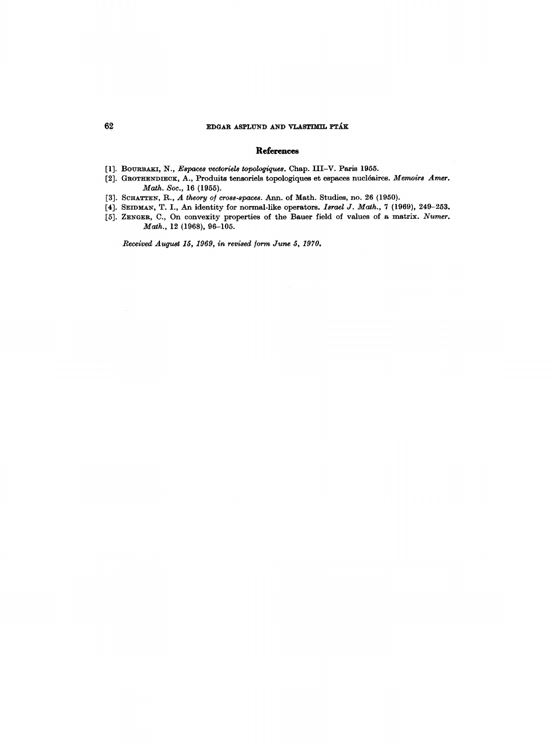## References

[1]. Bourbaki, N., *Espaces vectoriels topologiques.* Chap. III–V. Paris 1955.

[2]. Grothendieck, A., Produits tensoriels topologiques et espaces nucléaires. *Memoirs Amer. Math. Soc.*, 16 (1955).

[3]. Schatten, R., *A theory of cross-spaces.* Ann. of Math. Studies, no. 26 (1950).

[4]. Seidman, T. I., An identity for normal-like operators. *Israel J. Math.*, 7 (1969), 249–253.

[5]. Zenger, C., On convexity properties of the Bauer field of values of a matrix. *Numer. Math.*, 12 (1968), 96–105.

*Received August 15, 1969, in revised form June 5, 1970.*